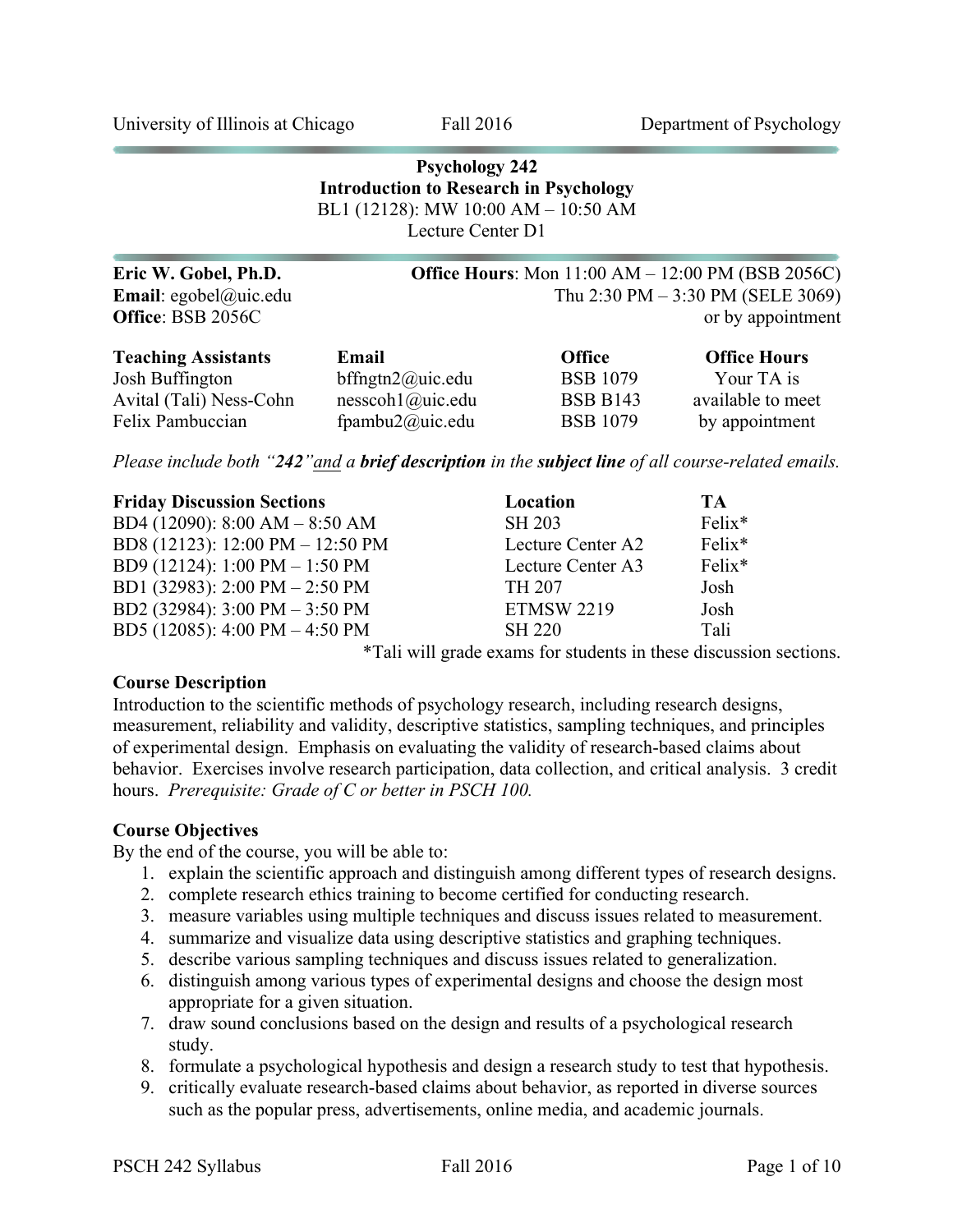University of Illinois at Chicago | Fall 2016 | Department of Psychology

# Psychology 242
## Introduction to Research in Psychology

BL1 (12128): MW 10:00 AM – 10:50 AM
Lecture Center D1

**Eric W. Gobel, Ph.D.**
**Email**: egobel@uic.edu
**Office**: BSB 2056C

**Office Hours**: Mon 11:00 AM – 12:00 PM (BSB 2056C)
Thu 2:30 PM – 3:30 PM (SELE 3069)
or by appointment

| Teaching Assistants | Email | Office | Office Hours |
|---|---|---|---|
| Josh Buffington | bffngtn2@uic.edu | BSB 1079 | Your TA is available to meet by appointment |
| Avital (Tali) Ness-Cohn | nesscoh1@uic.edu | BSB B143 | |
| Felix Pambuccian | fpambu2@uic.edu | BSB 1079 | |

*Please include both "**242**" and a **brief description** in the **subject line** of all course-related emails.*

| Friday Discussion Sections | Location | TA |
|---|---|---|
| BD4 (12090): 8:00 AM – 8:50 AM | SH 203 | Felix* |
| BD8 (12123): 12:00 PM – 12:50 PM | Lecture Center A2 | Felix* |
| BD9 (12124): 1:00 PM – 1:50 PM | Lecture Center A3 | Felix* |
| BD1 (32983): 2:00 PM – 2:50 PM | TH 207 | Josh |
| BD2 (32984): 3:00 PM – 3:50 PM | ETMSW 2219 | Josh |
| BD5 (12085): 4:00 PM – 4:50 PM | SH 220 | Tali |

*Tali will grade exams for students in these discussion sections.

### Course Description

Introduction to the scientific methods of psychology research, including research designs, measurement, reliability and validity, descriptive statistics, sampling techniques, and principles of experimental design. Emphasis on evaluating the validity of research-based claims about behavior. Exercises involve research participation, data collection, and critical analysis. 3 credit hours. *Prerequisite: Grade of C or better in PSCH 100.*

### Course Objectives

By the end of the course, you will be able to:

1. explain the scientific approach and distinguish among different types of research designs.
2. complete research ethics training to become certified for conducting research.
3. measure variables using multiple techniques and discuss issues related to measurement.
4. summarize and visualize data using descriptive statistics and graphing techniques.
5. describe various sampling techniques and discuss issues related to generalization.
6. distinguish among various types of experimental designs and choose the design most appropriate for a given situation.
7. draw sound conclusions based on the design and results of a psychological research study.
8. formulate a psychological hypothesis and design a research study to test that hypothesis.
9. critically evaluate research-based claims about behavior, as reported in diverse sources such as the popular press, advertisements, online media, and academic journals.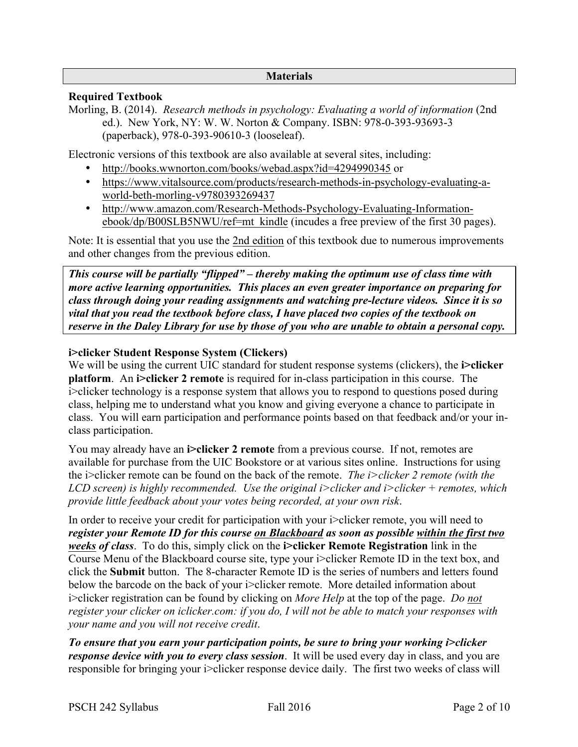## Materials

**Required Textbook**

Morling, B. (2014). *Research methods in psychology: Evaluating a world of information* (2nd ed.). New York, NY: W. W. Norton & Company. ISBN: 978-0-393-93693-3 (paperback), 978-0-393-90610-3 (looseleaf).

Electronic versions of this textbook are also available at several sites, including:

- http://books.wwnorton.com/books/webad.aspx?id=4294990345 or
- https://www.vitalsource.com/products/research-methods-in-psychology-evaluating-a-world-beth-morling-v9780393269437
- http://www.amazon.com/Research-Methods-Psychology-Evaluating-Information-ebook/dp/B00SLB5NWU/ref=mt_kindle (incudes a free preview of the first 30 pages).

Note: It is essential that you use the 2nd edition of this textbook due to numerous improvements and other changes from the previous edition.

***This course will be partially "flipped" – thereby making the optimum use of class time with more active learning opportunities. This places an even greater importance on preparing for class through doing your reading assignments and watching pre-lecture videos. Since it is so vital that you read the textbook before class, I have placed two copies of the textbook on reserve in the Daley Library for use by those of you who are unable to obtain a personal copy.***

**i>clicker Student Response System (Clickers)**

We will be using the current UIC standard for student response systems (clickers), the **i>clicker platform**. An **i>clicker 2 remote** is required for in-class participation in this course. The i>clicker technology is a response system that allows you to respond to questions posed during class, helping me to understand what you know and giving everyone a chance to participate in class. You will earn participation and performance points based on that feedback and/or your in-class participation.

You may already have an **i>clicker 2 remote** from a previous course. If not, remotes are available for purchase from the UIC Bookstore or at various sites online. Instructions for using the i>clicker remote can be found on the back of the remote. *The i>clicker 2 remote (with the LCD screen) is highly recommended. Use the original i>clicker and i>clicker + remotes, which provide little feedback about your votes being recorded, at your own risk*.

In order to receive your credit for participation with your i>clicker remote, you will need to ***register your Remote ID for this course on Blackboard as soon as possible within the first two weeks of class***. To do this, simply click on the **i>clicker Remote Registration** link in the Course Menu of the Blackboard course site, type your i>clicker Remote ID in the text box, and click the **Submit** button. The 8-character Remote ID is the series of numbers and letters found below the barcode on the back of your i>clicker remote. More detailed information about i>clicker registration can be found by clicking on *More Help* at the top of the page. *Do not register your clicker on iclicker.com: if you do, I will not be able to match your responses with your name and you will not receive credit*.

***To ensure that you earn your participation points, be sure to bring your working i>clicker response device with you to every class session***. It will be used every day in class, and you are responsible for bringing your i>clicker response device daily. The first two weeks of class will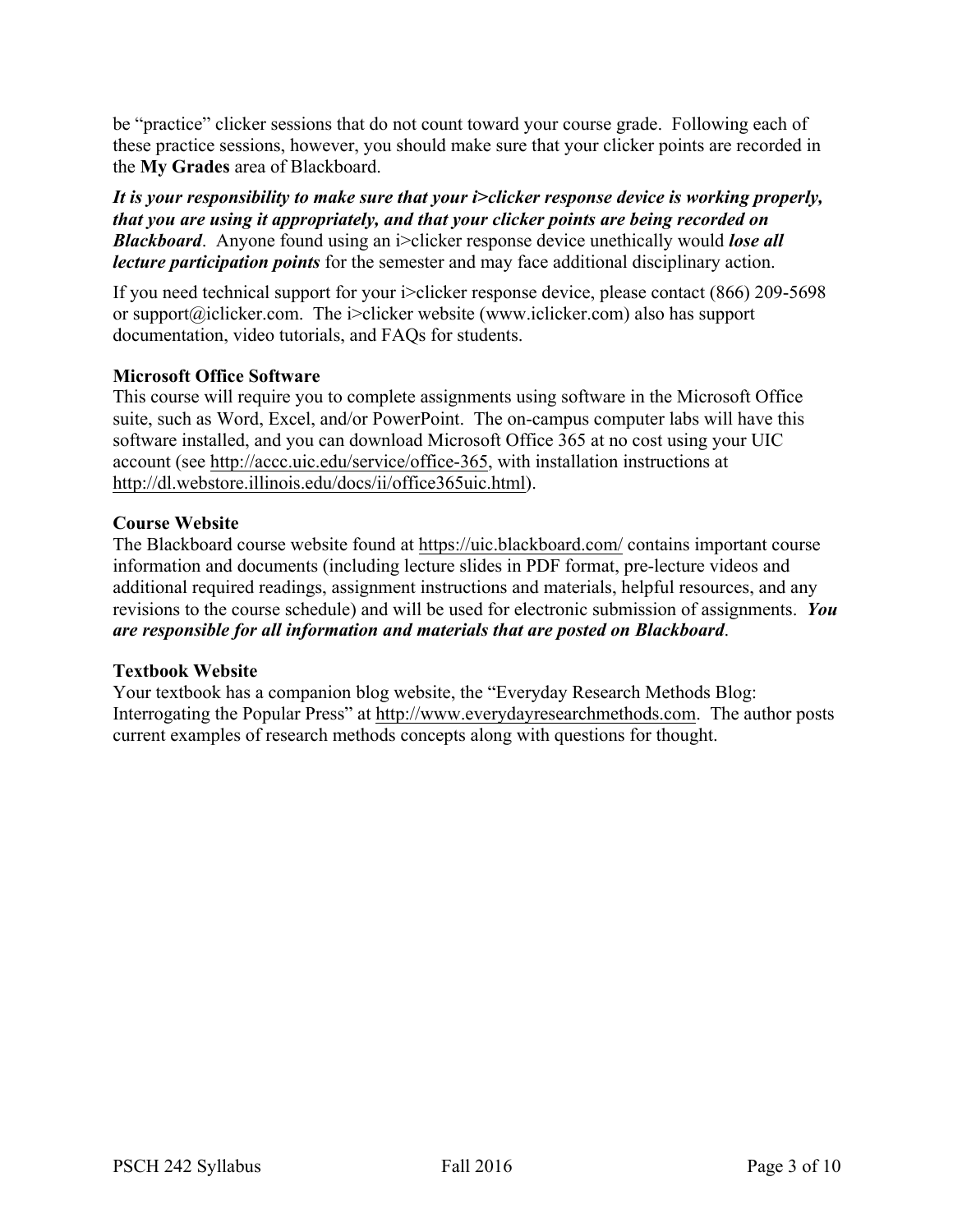be "practice" clicker sessions that do not count toward your course grade. Following each of these practice sessions, however, you should make sure that your clicker points are recorded in the **My Grades** area of Blackboard.

***It is your responsibility to make sure that your i>clicker response device is working properly, that you are using it appropriately, and that your clicker points are being recorded on Blackboard***. Anyone found using an i>clicker response device unethically would ***lose all lecture participation points*** for the semester and may face additional disciplinary action.

If you need technical support for your i>clicker response device, please contact (866) 209-5698 or support@iclicker.com. The i>clicker website (www.iclicker.com) also has support documentation, video tutorials, and FAQs for students.

**Microsoft Office Software**

This course will require you to complete assignments using software in the Microsoft Office suite, such as Word, Excel, and/or PowerPoint. The on-campus computer labs will have this software installed, and you can download Microsoft Office 365 at no cost using your UIC account (see http://accc.uic.edu/service/office-365, with installation instructions at http://dl.webstore.illinois.edu/docs/ii/office365uic.html).

**Course Website**

The Blackboard course website found at https://uic.blackboard.com/ contains important course information and documents (including lecture slides in PDF format, pre-lecture videos and additional required readings, assignment instructions and materials, helpful resources, and any revisions to the course schedule) and will be used for electronic submission of assignments. ***You are responsible for all information and materials that are posted on Blackboard***.

**Textbook Website**

Your textbook has a companion blog website, the "Everyday Research Methods Blog: Interrogating the Popular Press" at http://www.everydayresearchmethods.com. The author posts current examples of research methods concepts along with questions for thought.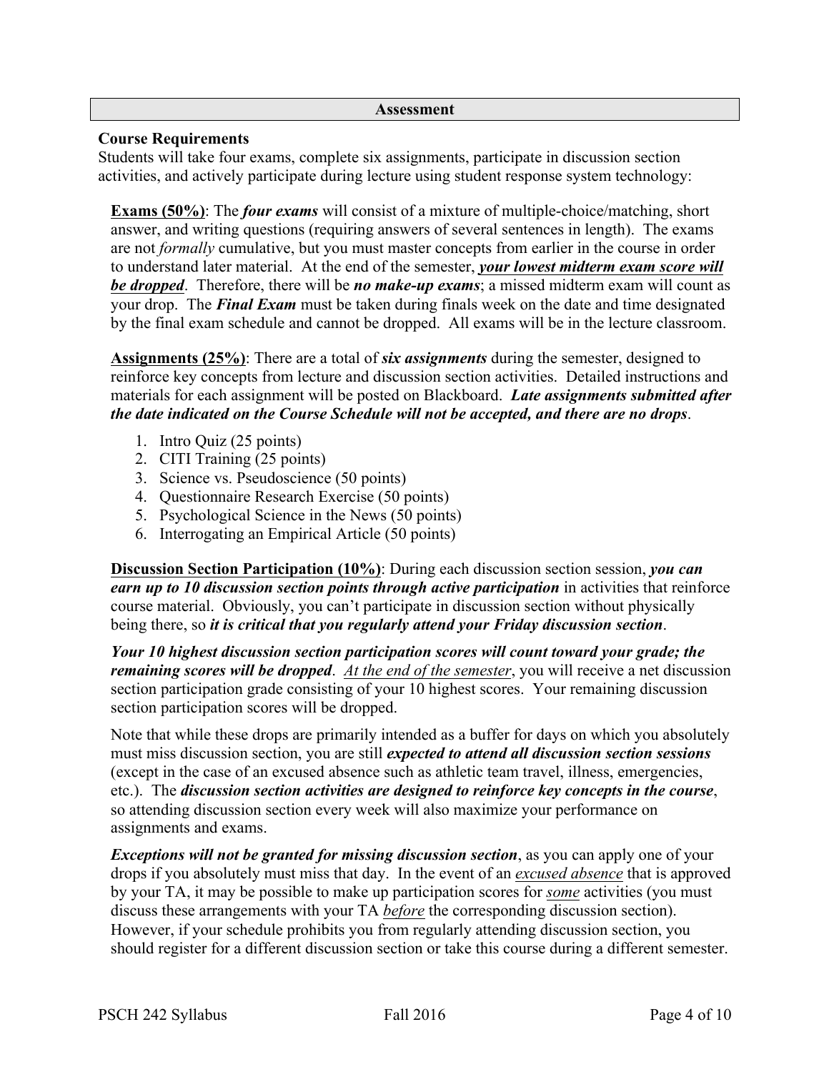## Assessment

### Course Requirements

Students will take four exams, complete six assignments, participate in discussion section activities, and actively participate during lecture using student response system technology:

**<u>Exams (50%)</u>**: The ***four exams*** will consist of a mixture of multiple-choice/matching, short answer, and writing questions (requiring answers of several sentences in length). The exams are not *formally* cumulative, but you must master concepts from earlier in the course in order to understand later material. At the end of the semester, ***<u>your lowest midterm exam score will be dropped</u>***. Therefore, there will be ***no make-up exams***; a missed midterm exam will count as your drop. The ***Final Exam*** must be taken during finals week on the date and time designated by the final exam schedule and cannot be dropped. All exams will be in the lecture classroom.

**<u>Assignments (25%)</u>**: There are a total of ***six assignments*** during the semester, designed to reinforce key concepts from lecture and discussion section activities. Detailed instructions and materials for each assignment will be posted on Blackboard. ***Late assignments submitted after the date indicated on the Course Schedule will not be accepted, and there are no drops***.

1. Intro Quiz (25 points)
2. CITI Training (25 points)
3. Science vs. Pseudoscience (50 points)
4. Questionnaire Research Exercise (50 points)
5. Psychological Science in the News (50 points)
6. Interrogating an Empirical Article (50 points)

**<u>Discussion Section Participation (10%)</u>**: During each discussion section session, ***you can earn up to 10 discussion section points through active participation*** in activities that reinforce course material. Obviously, you can't participate in discussion section without physically being there, so ***it is critical that you regularly attend your Friday discussion section***.

***Your 10 highest discussion section participation scores will count toward your grade; the remaining scores will be dropped***. *<u>At the end of the semester</u>*, you will receive a net discussion section participation grade consisting of your 10 highest scores. Your remaining discussion section participation scores will be dropped.

Note that while these drops are primarily intended as a buffer for days on which you absolutely must miss discussion section, you are still ***expected to attend all discussion section sessions*** (except in the case of an excused absence such as athletic team travel, illness, emergencies, etc.). The ***discussion section activities are designed to reinforce key concepts in the course***, so attending discussion section every week will also maximize your performance on assignments and exams.

***Exceptions will not be granted for missing discussion section***, as you can apply one of your drops if you absolutely must miss that day. In the event of an *<u>excused absence</u>* that is approved by your TA, it may be possible to make up participation scores for *<u>some</u>* activities (you must discuss these arrangements with your TA *<u>before</u>* the corresponding discussion section). However, if your schedule prohibits you from regularly attending discussion section, you should register for a different discussion section or take this course during a different semester.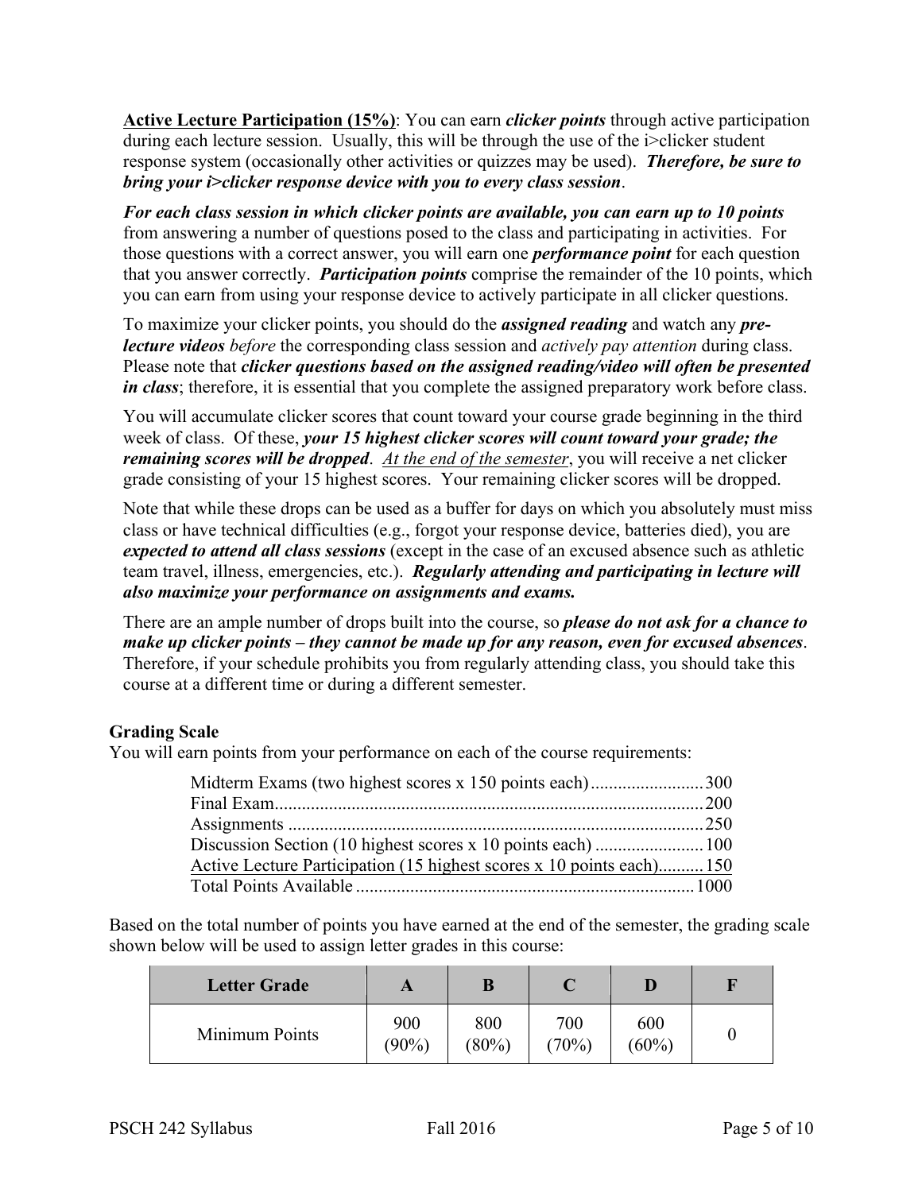**<u>Active Lecture Participation (15%)</u>**: You can earn ***clicker points*** through active participation during each lecture session. Usually, this will be through the use of the i>clicker student response system (occasionally other activities or quizzes may be used). ***Therefore, be sure to bring your i>clicker response device with you to every class session***.

***For each class session in which clicker points are available, you can earn up to 10 points*** from answering a number of questions posed to the class and participating in activities. For those questions with a correct answer, you will earn one ***performance point*** for each question that you answer correctly. ***Participation points*** comprise the remainder of the 10 points, which you can earn from using your response device to actively participate in all clicker questions.

To maximize your clicker points, you should do the ***assigned reading*** and watch any ***pre-lecture videos*** *before* the corresponding class session and *actively pay attention* during class. Please note that ***clicker questions based on the assigned reading/video will often be presented in class***; therefore, it is essential that you complete the assigned preparatory work before class.

You will accumulate clicker scores that count toward your course grade beginning in the third week of class. Of these, ***your 15 highest clicker scores will count toward your grade; the remaining scores will be dropped***. *<u>At the end of the semester</u>*, you will receive a net clicker grade consisting of your 15 highest scores. Your remaining clicker scores will be dropped.

Note that while these drops can be used as a buffer for days on which you absolutely must miss class or have technical difficulties (e.g., forgot your response device, batteries died), you are ***expected to attend all class sessions*** (except in the case of an excused absence such as athletic team travel, illness, emergencies, etc.). ***Regularly attending and participating in lecture will also maximize your performance on assignments and exams.***

There are an ample number of drops built into the course, so ***please do not ask for a chance to make up clicker points – they cannot be made up for any reason, even for excused absences***. Therefore, if your schedule prohibits you from regularly attending class, you should take this course at a different time or during a different semester.

### Grading Scale

You will earn points from your performance on each of the course requirements:

| Requirement | Points |
|---|---|
| Midterm Exams (two highest scores x 150 points each) | 300 |
| Final Exam | 200 |
| Assignments | 250 |
| Discussion Section (10 highest scores x 10 points each) | 100 |
| Active Lecture Participation (15 highest scores x 10 points each) | 150 |
| Total Points Available | 1000 |

Based on the total number of points you have earned at the end of the semester, the grading scale shown below will be used to assign letter grades in this course:

| Letter Grade | A | B | C | D | F |
|---|---|---|---|---|---|
| Minimum Points | 900 (90%) | 800 (80%) | 700 (70%) | 600 (60%) | 0 |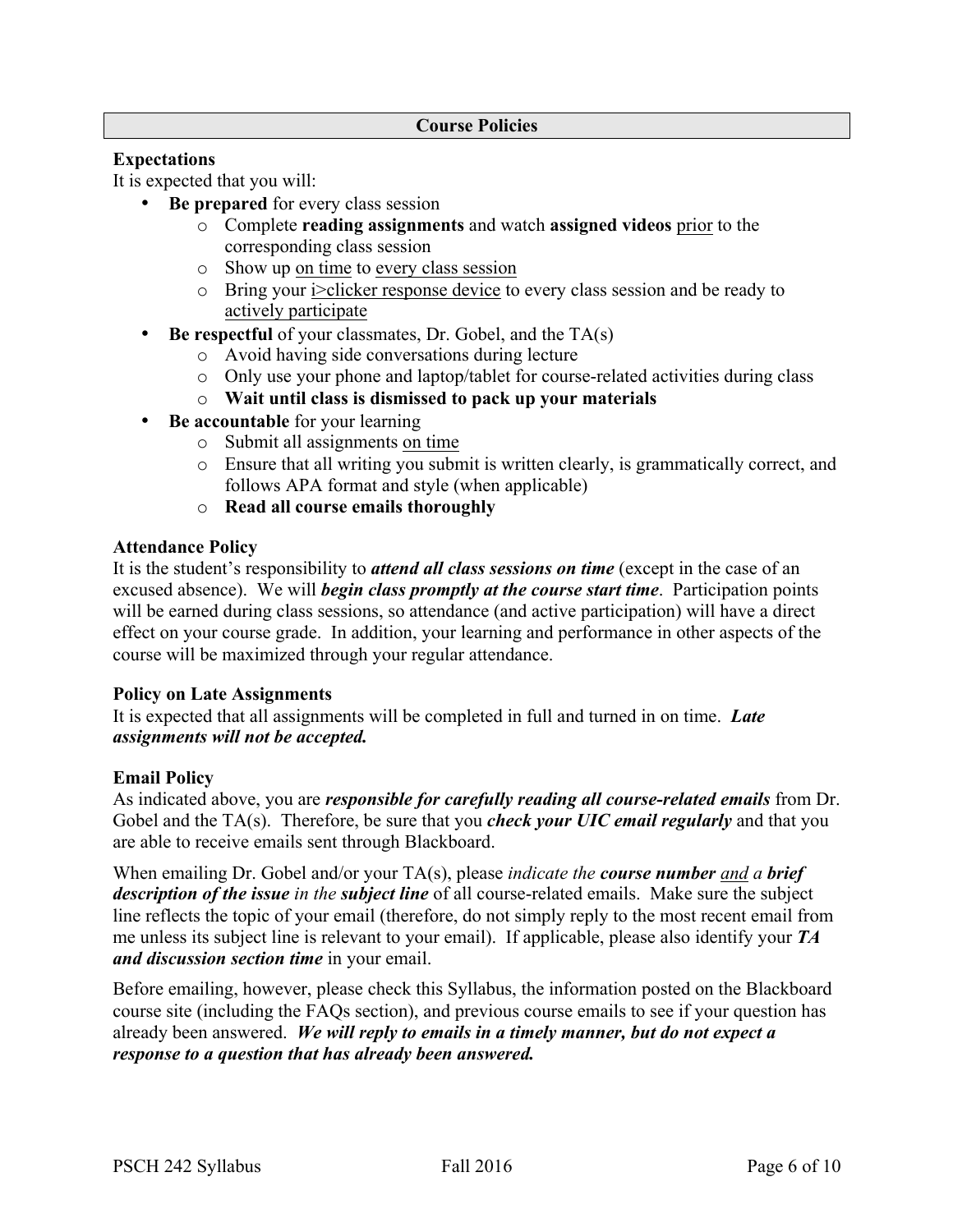## Course Policies

### Expectations

It is expected that you will:

- **Be prepared** for every class session
  - Complete **reading assignments** and watch **assigned videos** <u>prior</u> to the corresponding class session
  - Show up <u>on time</u> to <u>every class session</u>
  - Bring your <u>i>clicker response device</u> to every class session and be ready to <u>actively participate</u>
- **Be respectful** of your classmates, Dr. Gobel, and the TA(s)
  - Avoid having side conversations during lecture
  - Only use your phone and laptop/tablet for course-related activities during class
  - **Wait until class is dismissed to pack up your materials**
- **Be accountable** for your learning
  - Submit all assignments <u>on time</u>
  - Ensure that all writing you submit is written clearly, is grammatically correct, and follows APA format and style (when applicable)
  - **Read all course emails thoroughly**

### Attendance Policy

It is the student's responsibility to ***attend all class sessions on time*** (except in the case of an excused absence). We will ***begin class promptly at the course start time***. Participation points will be earned during class sessions, so attendance (and active participation) will have a direct effect on your course grade. In addition, your learning and performance in other aspects of the course will be maximized through your regular attendance.

### Policy on Late Assignments

It is expected that all assignments will be completed in full and turned in on time. ***Late assignments will not be accepted.***

### Email Policy

As indicated above, you are ***responsible for carefully reading all course-related emails*** from Dr. Gobel and the TA(s). Therefore, be sure that you ***check your UIC email regularly*** and that you are able to receive emails sent through Blackboard.

When emailing Dr. Gobel and/or your TA(s), please *indicate the **course number** <u>and</u> a **brief description of the issue** in the **subject line*** of all course-related emails. Make sure the subject line reflects the topic of your email (therefore, do not simply reply to the most recent email from me unless its subject line is relevant to your email). If applicable, please also identify your ***TA and discussion section time*** in your email.

Before emailing, however, please check this Syllabus, the information posted on the Blackboard course site (including the FAQs section), and previous course emails to see if your question has already been answered. ***We will reply to emails in a timely manner, but do not expect a response to a question that has already been answered.***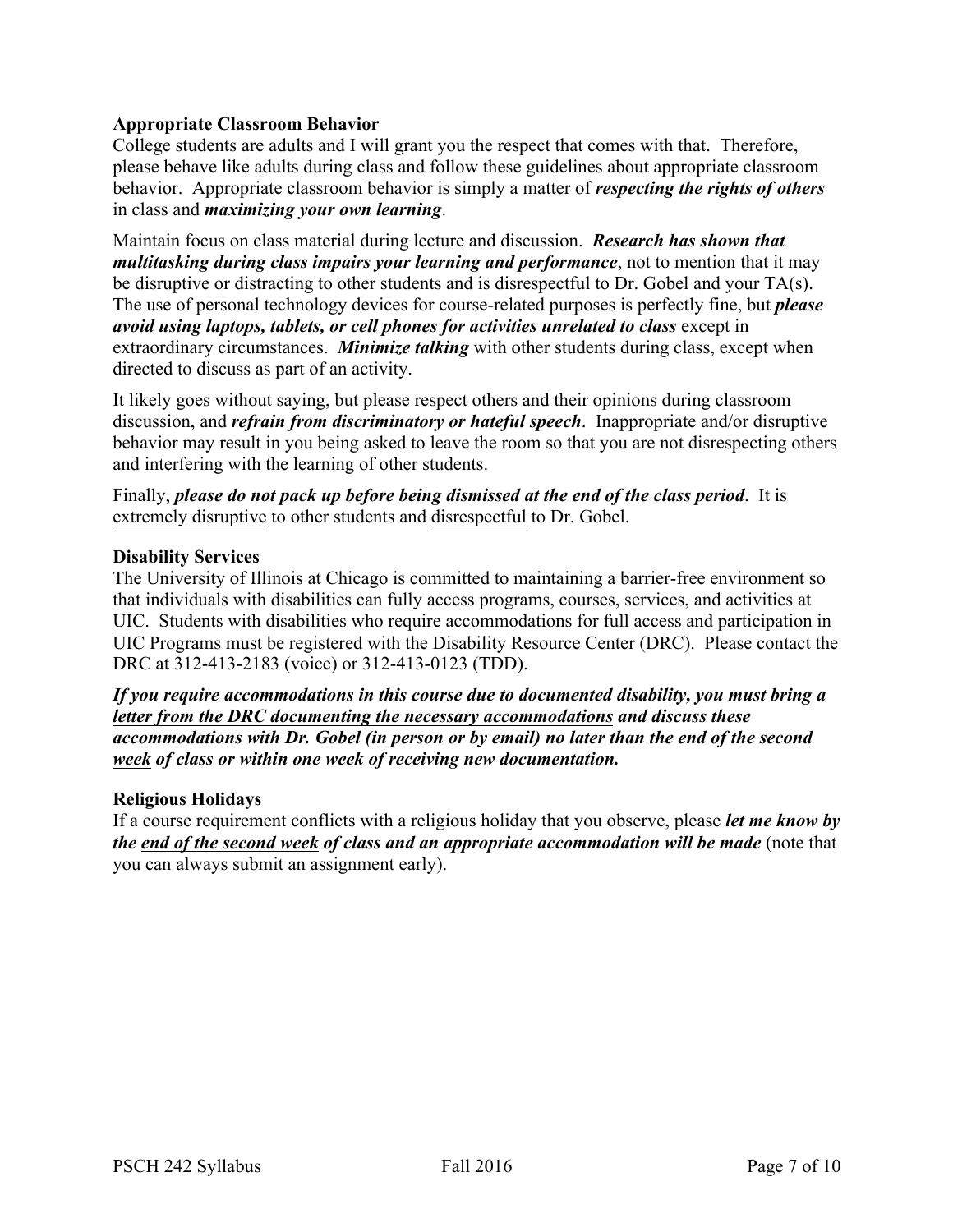### Appropriate Classroom Behavior

College students are adults and I will grant you the respect that comes with that. Therefore, please behave like adults during class and follow these guidelines about appropriate classroom behavior. Appropriate classroom behavior is simply a matter of ***respecting the rights of others*** in class and ***maximizing your own learning***.

Maintain focus on class material during lecture and discussion. ***Research has shown that multitasking during class impairs your learning and performance***, not to mention that it may be disruptive or distracting to other students and is disrespectful to Dr. Gobel and your TA(s). The use of personal technology devices for course-related purposes is perfectly fine, but ***please avoid using laptops, tablets, or cell phones for activities unrelated to class*** except in extraordinary circumstances. ***Minimize talking*** with other students during class, except when directed to discuss as part of an activity.

It likely goes without saying, but please respect others and their opinions during classroom discussion, and ***refrain from discriminatory or hateful speech***. Inappropriate and/or disruptive behavior may result in you being asked to leave the room so that you are not disrespecting others and interfering with the learning of other students.

Finally, ***please do not pack up before being dismissed at the end of the class period***. It is extremely disruptive to other students and disrespectful to Dr. Gobel.

### Disability Services

The University of Illinois at Chicago is committed to maintaining a barrier-free environment so that individuals with disabilities can fully access programs, courses, services, and activities at UIC. Students with disabilities who require accommodations for full access and participation in UIC Programs must be registered with the Disability Resource Center (DRC). Please contact the DRC at 312-413-2183 (voice) or 312-413-0123 (TDD).

***If you require accommodations in this course due to documented disability, you must bring a letter from the DRC documenting the necessary accommodations and discuss these accommodations with Dr. Gobel (in person or by email) no later than the end of the second week of class or within one week of receiving new documentation.***

### Religious Holidays

If a course requirement conflicts with a religious holiday that you observe, please ***let me know by the end of the second week of class and an appropriate accommodation will be made*** (note that you can always submit an assignment early).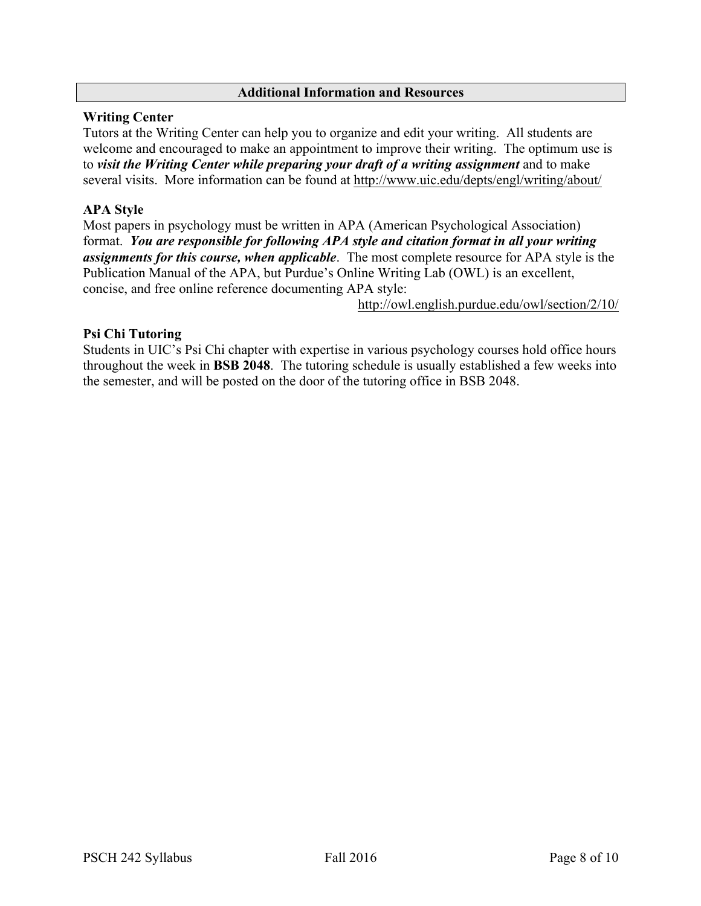## Additional Information and Resources

### Writing Center

Tutors at the Writing Center can help you to organize and edit your writing. All students are welcome and encouraged to make an appointment to improve their writing. The optimum use is to ***visit the Writing Center while preparing your draft of a writing assignment*** and to make several visits. More information can be found at http://www.uic.edu/depts/engl/writing/about/

### APA Style

Most papers in psychology must be written in APA (American Psychological Association) format. ***You are responsible for following APA style and citation format in all your writing assignments for this course, when applicable***. The most complete resource for APA style is the Publication Manual of the APA, but Purdue's Online Writing Lab (OWL) is an excellent, concise, and free online reference documenting APA style: http://owl.english.purdue.edu/owl/section/2/10/

### Psi Chi Tutoring

Students in UIC's Psi Chi chapter with expertise in various psychology courses hold office hours throughout the week in **BSB 2048**. The tutoring schedule is usually established a few weeks into the semester, and will be posted on the door of the tutoring office in BSB 2048.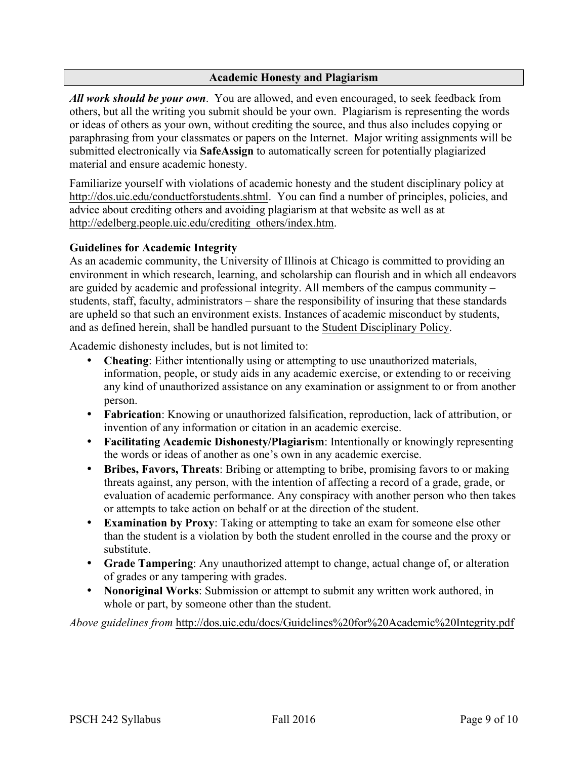## Academic Honesty and Plagiarism

***All work should be your own***. You are allowed, and even encouraged, to seek feedback from others, but all the writing you submit should be your own. Plagiarism is representing the words or ideas of others as your own, without crediting the source, and thus also includes copying or paraphrasing from your classmates or papers on the Internet. Major writing assignments will be submitted electronically via **SafeAssign** to automatically screen for potentially plagiarized material and ensure academic honesty.

Familiarize yourself with violations of academic honesty and the student disciplinary policy at http://dos.uic.edu/conductforstudents.shtml. You can find a number of principles, policies, and advice about crediting others and avoiding plagiarism at that website as well as at http://edelberg.people.uic.edu/crediting_others/index.htm.

### Guidelines for Academic Integrity

As an academic community, the University of Illinois at Chicago is committed to providing an environment in which research, learning, and scholarship can flourish and in which all endeavors are guided by academic and professional integrity. All members of the campus community – students, staff, faculty, administrators – share the responsibility of insuring that these standards are upheld so that such an environment exists. Instances of academic misconduct by students, and as defined herein, shall be handled pursuant to the Student Disciplinary Policy.

Academic dishonesty includes, but is not limited to:

- **Cheating**: Either intentionally using or attempting to use unauthorized materials, information, people, or study aids in any academic exercise, or extending to or receiving any kind of unauthorized assistance on any examination or assignment to or from another person.
- **Fabrication**: Knowing or unauthorized falsification, reproduction, lack of attribution, or invention of any information or citation in an academic exercise.
- **Facilitating Academic Dishonesty/Plagiarism**: Intentionally or knowingly representing the words or ideas of another as one's own in any academic exercise.
- **Bribes, Favors, Threats**: Bribing or attempting to bribe, promising favors to or making threats against, any person, with the intention of affecting a record of a grade, grade, or evaluation of academic performance. Any conspiracy with another person who then takes or attempts to take action on behalf or at the direction of the student.
- **Examination by Proxy**: Taking or attempting to take an exam for someone else other than the student is a violation by both the student enrolled in the course and the proxy or substitute.
- **Grade Tampering**: Any unauthorized attempt to change, actual change of, or alteration of grades or any tampering with grades.
- **Nonoriginal Works**: Submission or attempt to submit any written work authored, in whole or part, by someone other than the student.

*Above guidelines from* http://dos.uic.edu/docs/Guidelines%20for%20Academic%20Integrity.pdf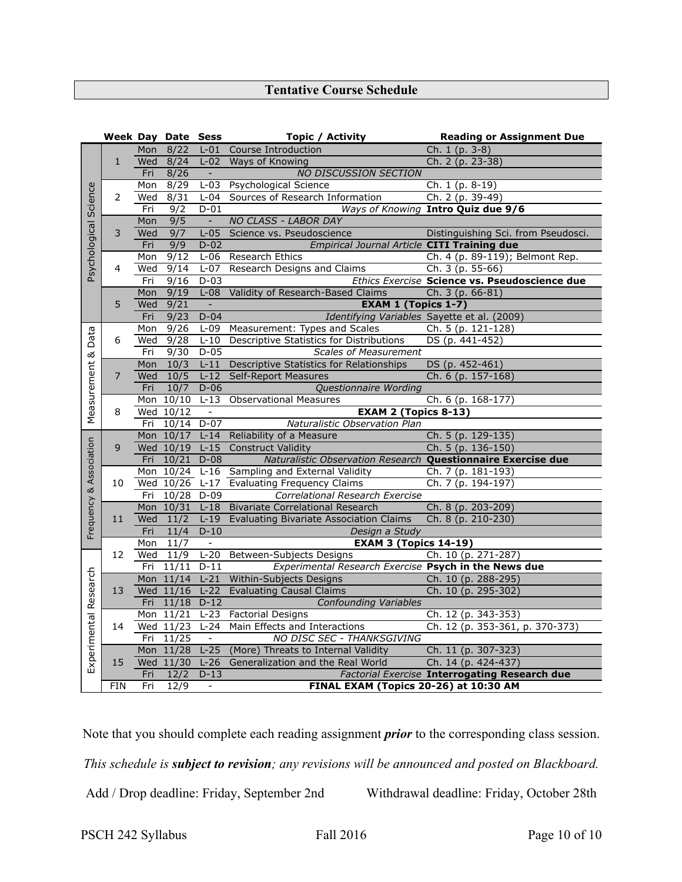## Tentative Course Schedule

| | Week | Day | Date | Sess | Topic / Activity | Reading or Assignment Due |
|---|---|---|---|---|---|---|
| Psychological Science | 1 | Mon | 8/22 | L-01 | Course Introduction | Ch. 1 (p. 3-8) |
| | | Wed | 8/24 | L-02 | Ways of Knowing | Ch. 2 (p. 23-38) |
| | | Fri | 8/26 | - | *NO DISCUSSION SECTION* | |
| | 2 | Mon | 8/29 | L-03 | Psychological Science | Ch. 1 (p. 8-19) |
| | | Wed | 8/31 | L-04 | Sources of Research Information | Ch. 2 (p. 39-49) |
| | | Fri | 9/2 | D-01 | *Ways of Knowing* | **Intro Quiz due 9/6** |
| | 3 | Mon | 9/5 | - | *NO CLASS - LABOR DAY* | |
| | | Wed | 9/7 | L-05 | Science vs. Pseudoscience | Distinguishing Sci. from Pseudosci. |
| | | Fri | 9/9 | D-02 | *Empirical Journal Article* | **CITI Training due** |
| | 4 | Mon | 9/12 | L-06 | Research Ethics | Ch. 4 (p. 89-119); Belmont Rep. |
| | | Wed | 9/14 | L-07 | Research Designs and Claims | Ch. 3 (p. 55-66) |
| | | Fri | 9/16 | D-03 | *Ethics Exercise* | **Science vs. Pseudoscience due** |
| | 5 | Mon | 9/19 | L-08 | Validity of Research-Based Claims | Ch. 3 (p. 66-81) |
| | | Wed | 9/21 | - | **EXAM 1 (Topics 1-7)** | |
| | | Fri | 9/23 | D-04 | *Identifying Variables* | Sayette et al. (2009) |
| Measurement & Data | 6 | Mon | 9/26 | L-09 | Measurement: Types and Scales | Ch. 5 (p. 121-128) |
| | | Wed | 9/28 | L-10 | Descriptive Statistics for Distributions | DS (p. 441-452) |
| | | Fri | 9/30 | D-05 | *Scales of Measurement* | |
| | 7 | Mon | 10/3 | L-11 | Descriptive Statistics for Relationships | DS (p. 452-461) |
| | | Wed | 10/5 | L-12 | Self-Report Measures | Ch. 6 (p. 157-168) |
| | | Fri | 10/7 | D-06 | *Questionnaire Wording* | |
| | 8 | Mon | 10/10 | L-13 | Observational Measures | Ch. 6 (p. 168-177) |
| | | Wed | 10/12 | - | **EXAM 2 (Topics 8-13)** | |
| | | Fri | 10/14 | D-07 | *Naturalistic Observation Plan* | |
| Frequency & Association | 9 | Mon | 10/17 | L-14 | Reliability of a Measure | Ch. 5 (p. 129-135) |
| | | Wed | 10/19 | L-15 | Construct Validity | Ch. 5 (p. 136-150) |
| | | Fri | 10/21 | D-08 | *Naturalistic Observation Research* | **Questionnaire Exercise due** |
| | 10 | Mon | 10/24 | L-16 | Sampling and External Validity | Ch. 7 (p. 181-193) |
| | | Wed | 10/26 | L-17 | Evaluating Frequency Claims | Ch. 7 (p. 194-197) |
| | | Fri | 10/28 | D-09 | *Correlational Research Exercise* | |
| | 11 | Mon | 10/31 | L-18 | Bivariate Correlational Research | Ch. 8 (p. 203-209) |
| | | Wed | 11/2 | L-19 | Evaluating Bivariate Association Claims | Ch. 8 (p. 210-230) |
| | | Fri | 11/4 | D-10 | *Design a Study* | |
| Experimental Research | 12 | Mon | 11/7 | - | **EXAM 3 (Topics 14-19)** | |
| | | Wed | 11/9 | L-20 | Between-Subjects Designs | Ch. 10 (p. 271-287) |
| | | Fri | 11/11 | D-11 | *Experimental Research Exercise* | **Psych in the News due** |
| | 13 | Mon | 11/14 | L-21 | Within-Subjects Designs | Ch. 10 (p. 288-295) |
| | | Wed | 11/16 | L-22 | Evaluating Causal Claims | Ch. 10 (p. 295-302) |
| | | Fri | 11/18 | D-12 | *Confounding Variables* | |
| | 14 | Mon | 11/21 | L-23 | Factorial Designs | Ch. 12 (p. 343-353) |
| | | Wed | 11/23 | L-24 | Main Effects and Interactions | Ch. 12 (p. 353-361, p. 370-373) |
| | | Fri | 11/25 | - | *NO DISC SEC - THANKSGIVING* | |
| | 15 | Mon | 11/28 | L-25 | (More) Threats to Internal Validity | Ch. 11 (p. 307-323) |
| | | Wed | 11/30 | L-26 | Generalization and the Real World | Ch. 14 (p. 424-437) |
| | | Fri | 12/2 | D-13 | *Factorial Exercise* | **Interrogating Research due** |
| | FIN | Fri | 12/9 | - | **FINAL EXAM (Topics 20-26) at 10:30 AM** | |

Note that you should complete each reading assignment ***prior*** to the corresponding class session.

*This schedule is **subject to revision**; any revisions will be announced and posted on Blackboard.*

Add / Drop deadline: Friday, September 2nd     Withdrawal deadline: Friday, October 28th